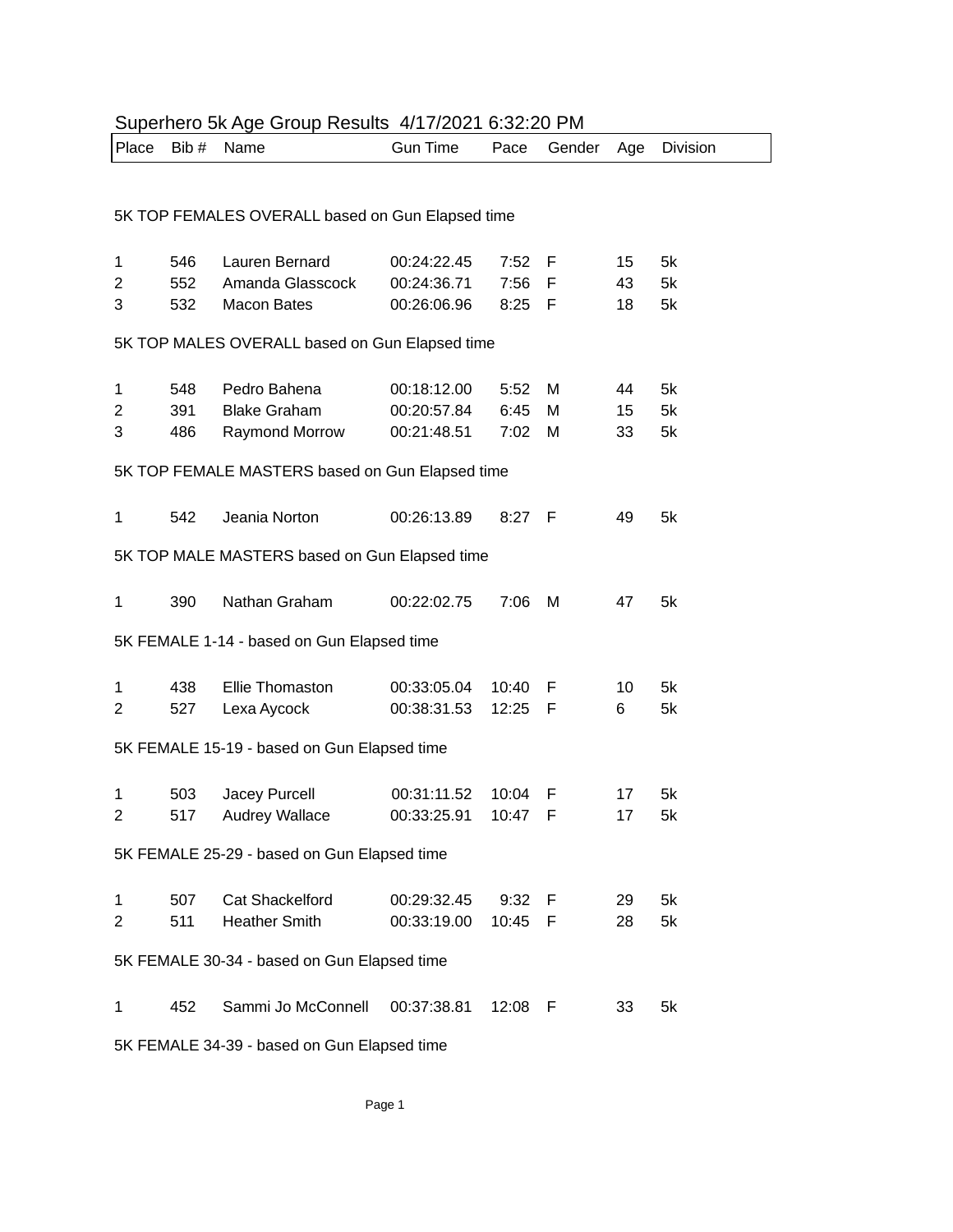# Superhero 5k Age Group Results 4/17/2021 6:32:20 PM

| Place | Bib # | Name | Gun Time | Pace | Gender | Age | Division |
|---|---|---|---|---|---|---|---|

## 5K TOP FEMALES OVERALL based on Gun Elapsed time

| Place | Bib # | Name | Gun Time | Pace | Gender | Age | Division |
|---|---|---|---|---|---|---|---|
| 1 | 546 | Lauren Bernard | 00:24:22.45 | 7:52 | F | 15 | 5k |
| 2 | 552 | Amanda Glasscock | 00:24:36.71 | 7:56 | F | 43 | 5k |
| 3 | 532 | Macon Bates | 00:26:06.96 | 8:25 | F | 18 | 5k |

## 5K TOP MALES OVERALL based on Gun Elapsed time

| Place | Bib # | Name | Gun Time | Pace | Gender | Age | Division |
|---|---|---|---|---|---|---|---|
| 1 | 548 | Pedro Bahena | 00:18:12.00 | 5:52 | M | 44 | 5k |
| 2 | 391 | Blake Graham | 00:20:57.84 | 6:45 | M | 15 | 5k |
| 3 | 486 | Raymond Morrow | 00:21:48.51 | 7:02 | M | 33 | 5k |

## 5K TOP FEMALE MASTERS based on Gun Elapsed time

| Place | Bib # | Name | Gun Time | Pace | Gender | Age | Division |
|---|---|---|---|---|---|---|---|
| 1 | 542 | Jeania Norton | 00:26:13.89 | 8:27 | F | 49 | 5k |

## 5K TOP MALE MASTERS based on Gun Elapsed time

| Place | Bib # | Name | Gun Time | Pace | Gender | Age | Division |
|---|---|---|---|---|---|---|---|
| 1 | 390 | Nathan Graham | 00:22:02.75 | 7:06 | M | 47 | 5k |

## 5K FEMALE 1-14 - based on Gun Elapsed time

| Place | Bib # | Name | Gun Time | Pace | Gender | Age | Division |
|---|---|---|---|---|---|---|---|
| 1 | 438 | Ellie Thomaston | 00:33:05.04 | 10:40 | F | 10 | 5k |
| 2 | 527 | Lexa Aycock | 00:38:31.53 | 12:25 | F | 6 | 5k |

## 5K FEMALE 15-19 - based on Gun Elapsed time

| Place | Bib # | Name | Gun Time | Pace | Gender | Age | Division |
|---|---|---|---|---|---|---|---|
| 1 | 503 | Jacey Purcell | 00:31:11.52 | 10:04 | F | 17 | 5k |
| 2 | 517 | Audrey Wallace | 00:33:25.91 | 10:47 | F | 17 | 5k |

## 5K FEMALE 25-29 - based on Gun Elapsed time

| Place | Bib # | Name | Gun Time | Pace | Gender | Age | Division |
|---|---|---|---|---|---|---|---|
| 1 | 507 | Cat Shackelford | 00:29:32.45 | 9:32 | F | 29 | 5k |
| 2 | 511 | Heather Smith | 00:33:19.00 | 10:45 | F | 28 | 5k |

## 5K FEMALE 30-34 - based on Gun Elapsed time

| Place | Bib # | Name | Gun Time | Pace | Gender | Age | Division |
|---|---|---|---|---|---|---|---|
| 1 | 452 | Sammi Jo McConnell | 00:37:38.81 | 12:08 | F | 33 | 5k |

## 5K FEMALE 34-39 - based on Gun Elapsed time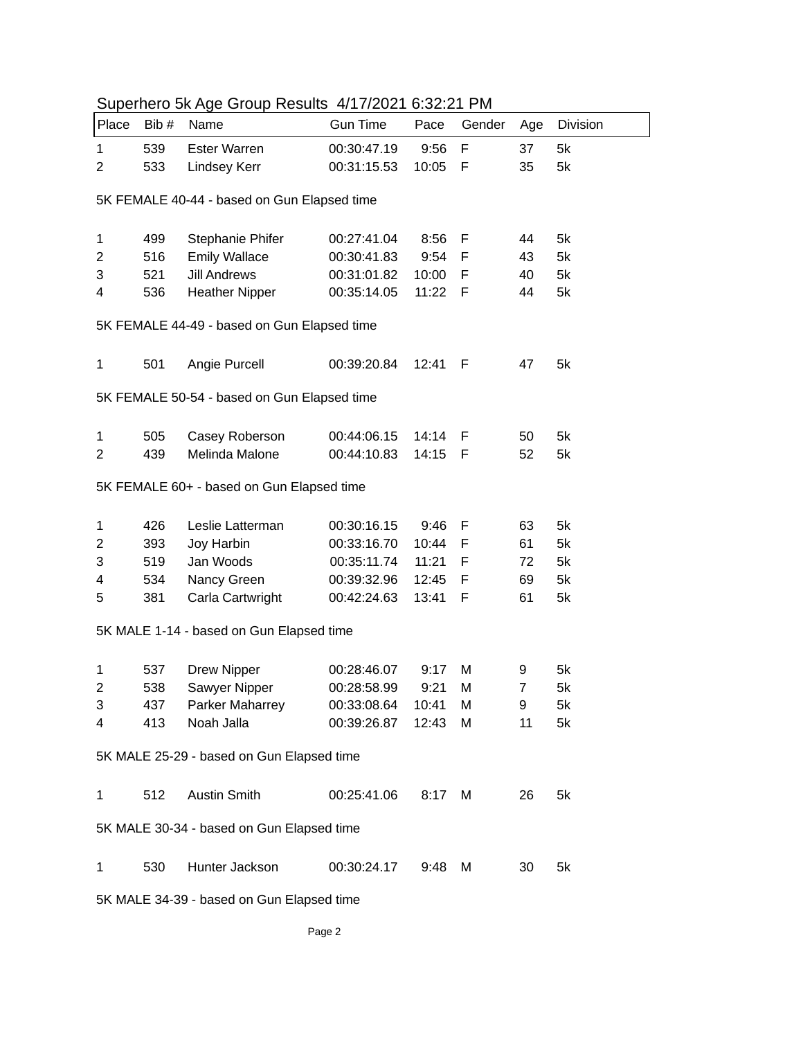Superhero 5k Age Group Results  4/17/2021 6:32:21 PM

| Place | Bib # | Name | Gun Time | Pace | Gender | Age | Division |
|---|---|---|---|---|---|---|---|
| 1 | 539 | Ester Warren | 00:30:47.19 | 9:56 | F | 37 | 5k |
| 2 | 533 | Lindsey Kerr | 00:31:15.53 | 10:05 | F | 35 | 5k |

5K FEMALE 40-44 - based on Gun Elapsed time

| Place | Bib # | Name | Gun Time | Pace | Gender | Age | Division |
|---|---|---|---|---|---|---|---|
| 1 | 499 | Stephanie Phifer | 00:27:41.04 | 8:56 | F | 44 | 5k |
| 2 | 516 | Emily Wallace | 00:30:41.83 | 9:54 | F | 43 | 5k |
| 3 | 521 | Jill Andrews | 00:31:01.82 | 10:00 | F | 40 | 5k |
| 4 | 536 | Heather Nipper | 00:35:14.05 | 11:22 | F | 44 | 5k |

5K FEMALE 44-49 - based on Gun Elapsed time

| Place | Bib # | Name | Gun Time | Pace | Gender | Age | Division |
|---|---|---|---|---|---|---|---|
| 1 | 501 | Angie Purcell | 00:39:20.84 | 12:41 | F | 47 | 5k |

5K FEMALE 50-54 - based on Gun Elapsed time

| Place | Bib # | Name | Gun Time | Pace | Gender | Age | Division |
|---|---|---|---|---|---|---|---|
| 1 | 505 | Casey Roberson | 00:44:06.15 | 14:14 | F | 50 | 5k |
| 2 | 439 | Melinda Malone | 00:44:10.83 | 14:15 | F | 52 | 5k |

5K FEMALE 60+ - based on Gun Elapsed time

| Place | Bib # | Name | Gun Time | Pace | Gender | Age | Division |
|---|---|---|---|---|---|---|---|
| 1 | 426 | Leslie Latterman | 00:30:16.15 | 9:46 | F | 63 | 5k |
| 2 | 393 | Joy Harbin | 00:33:16.70 | 10:44 | F | 61 | 5k |
| 3 | 519 | Jan Woods | 00:35:11.74 | 11:21 | F | 72 | 5k |
| 4 | 534 | Nancy Green | 00:39:32.96 | 12:45 | F | 69 | 5k |
| 5 | 381 | Carla Cartwright | 00:42:24.63 | 13:41 | F | 61 | 5k |

5K MALE 1-14 - based on Gun Elapsed time

| Place | Bib # | Name | Gun Time | Pace | Gender | Age | Division |
|---|---|---|---|---|---|---|---|
| 1 | 537 | Drew Nipper | 00:28:46.07 | 9:17 | M | 9 | 5k |
| 2 | 538 | Sawyer Nipper | 00:28:58.99 | 9:21 | M | 7 | 5k |
| 3 | 437 | Parker Maharrey | 00:33:08.64 | 10:41 | M | 9 | 5k |
| 4 | 413 | Noah Jalla | 00:39:26.87 | 12:43 | M | 11 | 5k |

5K MALE 25-29 - based on Gun Elapsed time

| Place | Bib # | Name | Gun Time | Pace | Gender | Age | Division |
|---|---|---|---|---|---|---|---|
| 1 | 512 | Austin Smith | 00:25:41.06 | 8:17 | M | 26 | 5k |

5K MALE 30-34 - based on Gun Elapsed time

| Place | Bib # | Name | Gun Time | Pace | Gender | Age | Division |
|---|---|---|---|---|---|---|---|
| 1 | 530 | Hunter Jackson | 00:30:24.17 | 9:48 | M | 30 | 5k |

5K MALE 34-39 - based on Gun Elapsed time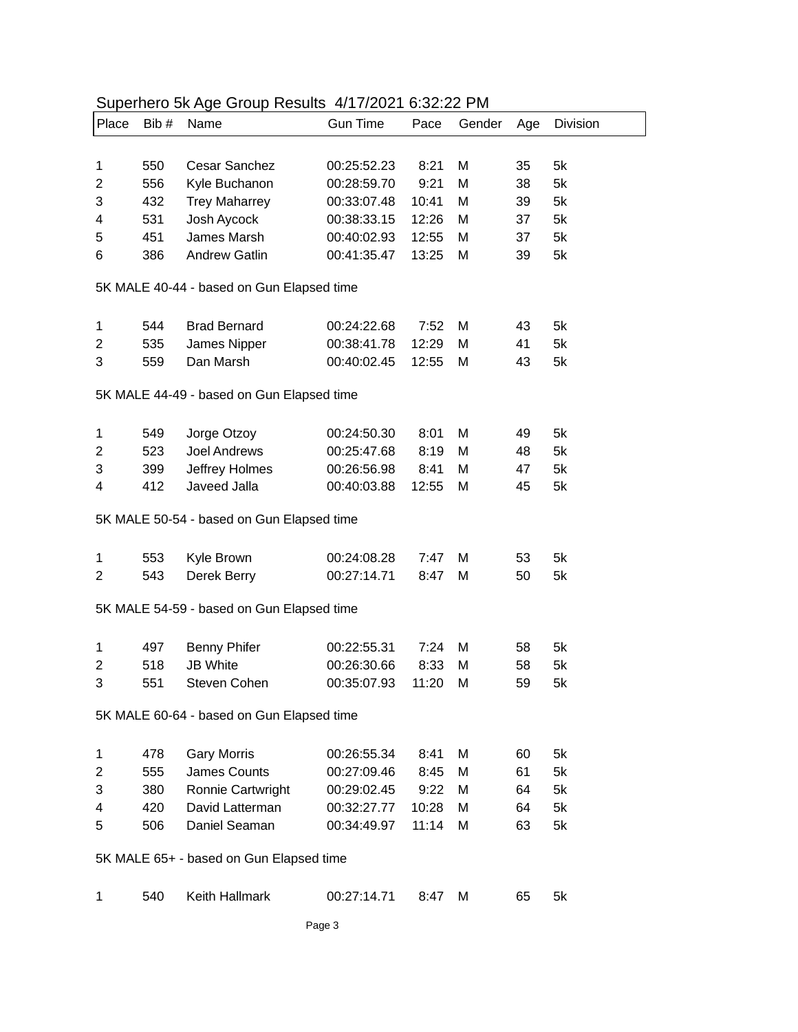Superhero 5k Age Group Results  4/17/2021 6:32:22 PM

| Place | Bib # | Name | Gun Time | Pace | Gender | Age | Division |
|---|---|---|---|---|---|---|---|
| 1 | 550 | Cesar Sanchez | 00:25:52.23 | 8:21 | M | 35 | 5k |
| 2 | 556 | Kyle Buchanon | 00:28:59.70 | 9:21 | M | 38 | 5k |
| 3 | 432 | Trey Maharrey | 00:33:07.48 | 10:41 | M | 39 | 5k |
| 4 | 531 | Josh Aycock | 00:38:33.15 | 12:26 | M | 37 | 5k |
| 5 | 451 | James Marsh | 00:40:02.93 | 12:55 | M | 37 | 5k |
| 6 | 386 | Andrew Gatlin | 00:41:35.47 | 13:25 | M | 39 | 5k |

5K MALE 40-44 - based on Gun Elapsed time

| Place | Bib # | Name | Gun Time | Pace | Gender | Age | Division |
|---|---|---|---|---|---|---|---|
| 1 | 544 | Brad Bernard | 00:24:22.68 | 7:52 | M | 43 | 5k |
| 2 | 535 | James Nipper | 00:38:41.78 | 12:29 | M | 41 | 5k |
| 3 | 559 | Dan Marsh | 00:40:02.45 | 12:55 | M | 43 | 5k |

5K MALE 44-49 - based on Gun Elapsed time

| Place | Bib # | Name | Gun Time | Pace | Gender | Age | Division |
|---|---|---|---|---|---|---|---|
| 1 | 549 | Jorge Otzoy | 00:24:50.30 | 8:01 | M | 49 | 5k |
| 2 | 523 | Joel Andrews | 00:25:47.68 | 8:19 | M | 48 | 5k |
| 3 | 399 | Jeffrey Holmes | 00:26:56.98 | 8:41 | M | 47 | 5k |
| 4 | 412 | Javeed Jalla | 00:40:03.88 | 12:55 | M | 45 | 5k |

5K MALE 50-54 - based on Gun Elapsed time

| Place | Bib # | Name | Gun Time | Pace | Gender | Age | Division |
|---|---|---|---|---|---|---|---|
| 1 | 553 | Kyle Brown | 00:24:08.28 | 7:47 | M | 53 | 5k |
| 2 | 543 | Derek Berry | 00:27:14.71 | 8:47 | M | 50 | 5k |

5K MALE 54-59 - based on Gun Elapsed time

| Place | Bib # | Name | Gun Time | Pace | Gender | Age | Division |
|---|---|---|---|---|---|---|---|
| 1 | 497 | Benny Phifer | 00:22:55.31 | 7:24 | M | 58 | 5k |
| 2 | 518 | JB White | 00:26:30.66 | 8:33 | M | 58 | 5k |
| 3 | 551 | Steven Cohen | 00:35:07.93 | 11:20 | M | 59 | 5k |

5K MALE 60-64 - based on Gun Elapsed time

| Place | Bib # | Name | Gun Time | Pace | Gender | Age | Division |
|---|---|---|---|---|---|---|---|
| 1 | 478 | Gary Morris | 00:26:55.34 | 8:41 | M | 60 | 5k |
| 2 | 555 | James Counts | 00:27:09.46 | 8:45 | M | 61 | 5k |
| 3 | 380 | Ronnie Cartwright | 00:29:02.45 | 9:22 | M | 64 | 5k |
| 4 | 420 | David Latterman | 00:32:27.77 | 10:28 | M | 64 | 5k |
| 5 | 506 | Daniel Seaman | 00:34:49.97 | 11:14 | M | 63 | 5k |

5K MALE 65+ - based on Gun Elapsed time

| Place | Bib # | Name | Gun Time | Pace | Gender | Age | Division |
|---|---|---|---|---|---|---|---|
| 1 | 540 | Keith Hallmark | 00:27:14.71 | 8:47 | M | 65 | 5k |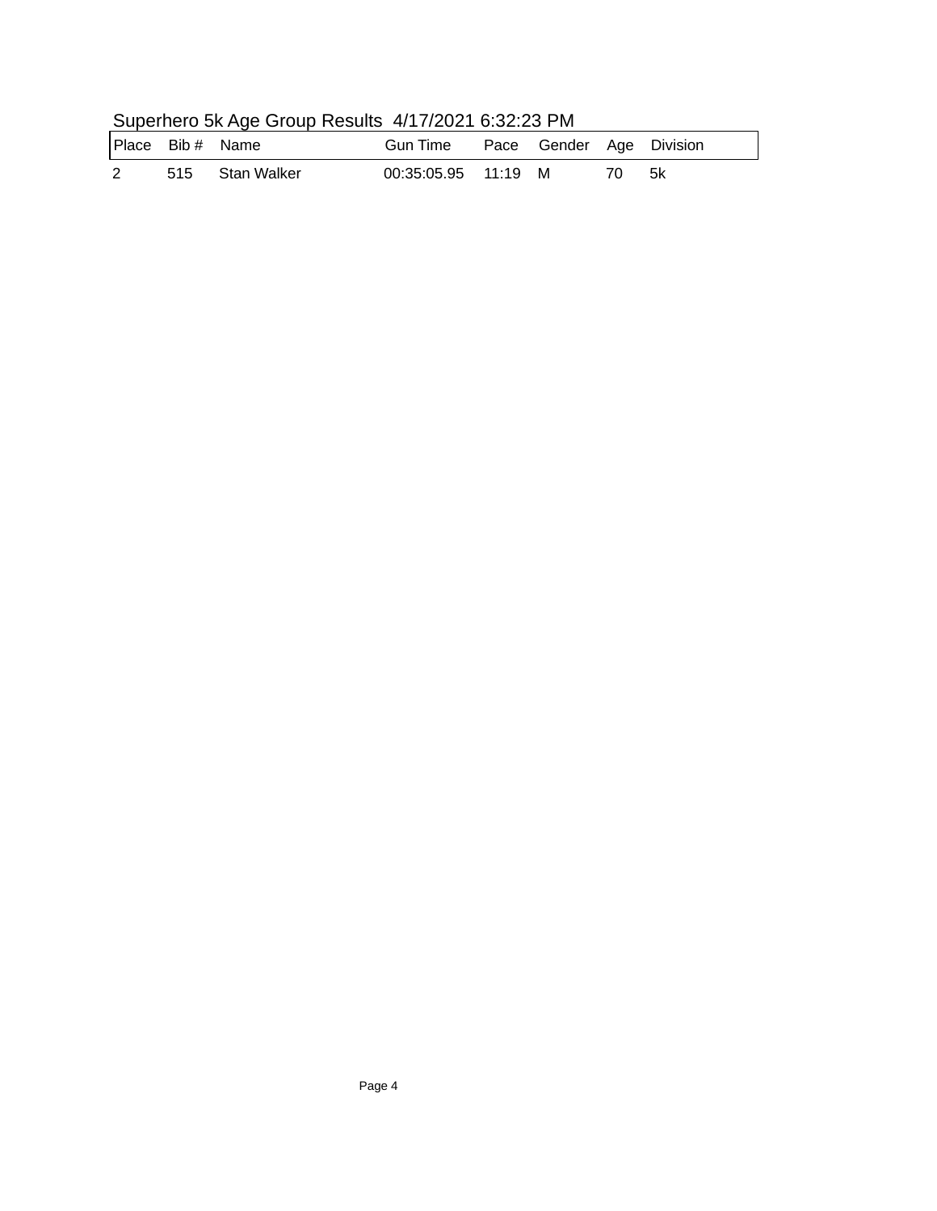Superhero 5k Age Group Results  4/17/2021 6:32:23 PM

| Place | Bib # | Name | Gun Time | Pace | Gender | Age | Division |
|---|---|---|---|---|---|---|---|
| 2 | 515 | Stan Walker | 00:35:05.95 | 11:19 | M | 70 | 5k |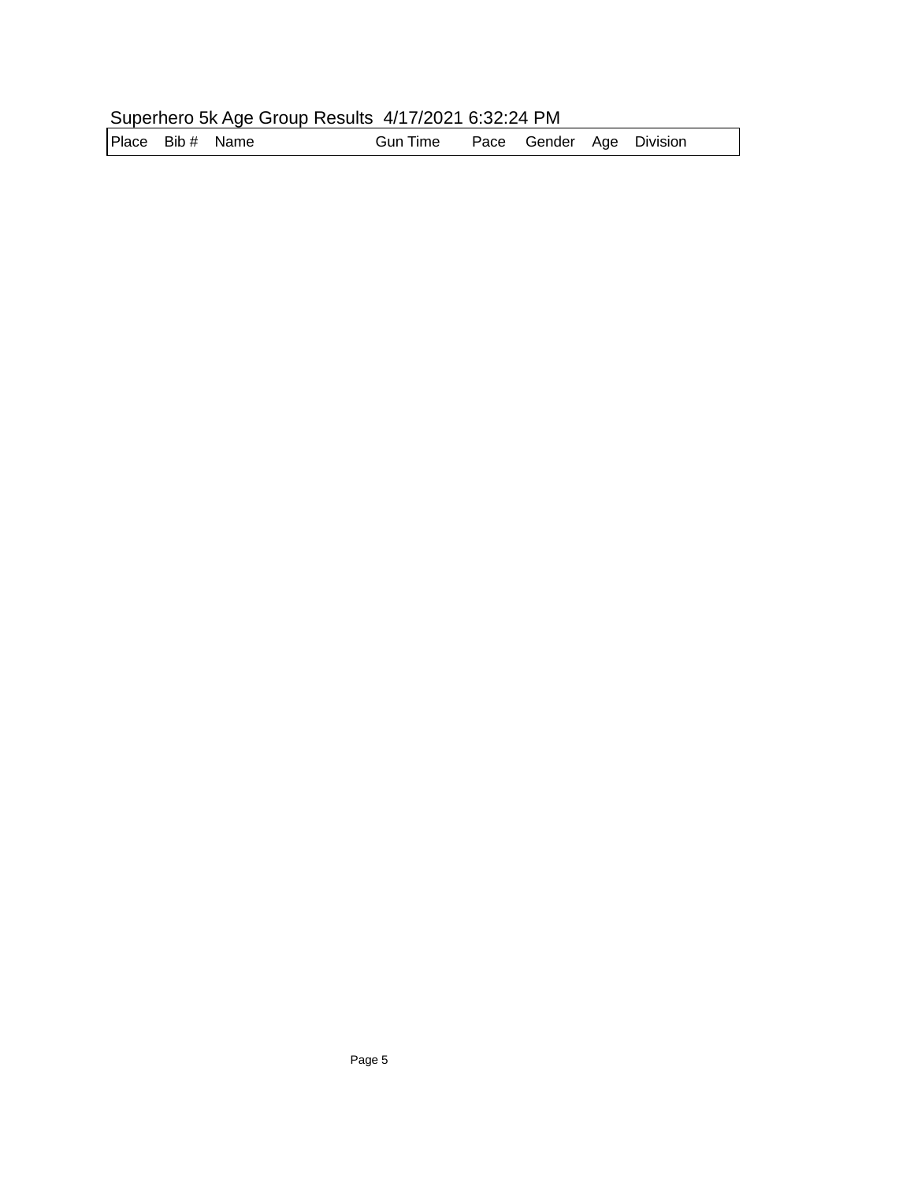Superhero 5k Age Group Results 4/17/2021 6:32:24 PM

| Place | Bib # | Name | Gun Time | Pace | Gender | Age | Division |
|---|---|---|---|---|---|---|---|